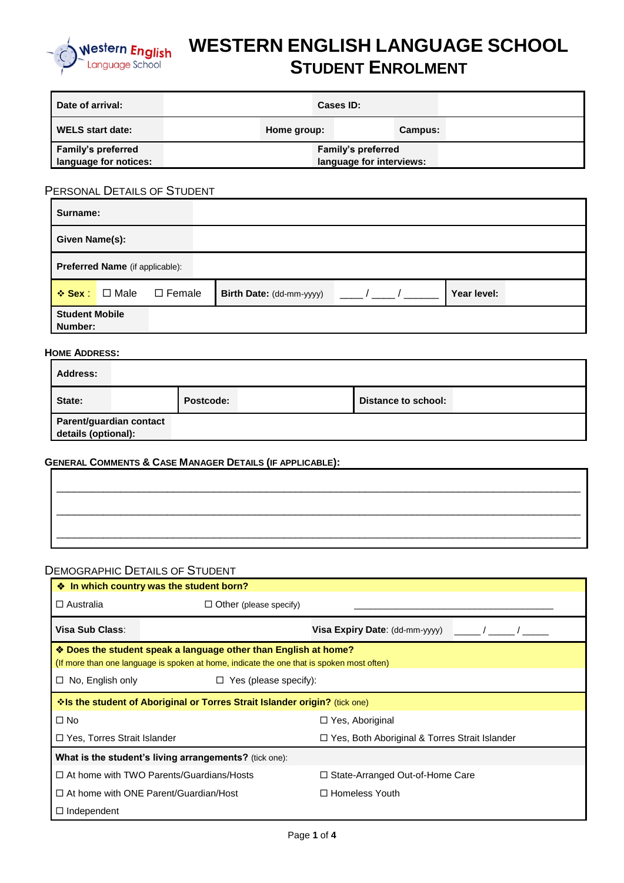# WESTERN ENGLISH LANGUAGE SCHOOL

## STUDENT ENROLMENT

| Date of arrival: | | Cases ID: | |
|---|---|---|---|
| WELS start date: | | Home group: | Campus: |
| Family's preferred language for notices: | | Family's preferred language for interviews: | |

### PERSONAL DETAILS OF STUDENT

| Surname: | | | | |
|---|---|---|---|---|
| Given Name(s): | | | | |
| Preferred Name (if applicable): | | | | |
| ❖ Sex : ☐ Male ☐ Female | Birth Date: (dd-mm-yyyy) | ____ / ____ / ______ | Year level: | |
| Student Mobile Number: | | | | |

### HOME ADDRESS:

| Address: | | | | | |
|---|---|---|---|---|---|
| State: | | Postcode: | | Distance to school: | |
| Parent/guardian contact details (optional): | | | | | |

### GENERAL COMMENTS & CASE MANAGER DETAILS (IF APPLICABLE):

___________________________________________________________________________

___________________________________________________________________________

___________________________________________________________________________

### DEMOGRAPHIC DETAILS OF STUDENT

**❖ In which country was the student born?**

☐ Australia ☐ Other (please specify) ______________________________________

**Visa Sub Class**: **Visa Expiry Date**: (dd-mm-yyyy) _____ / _____ / _____

**❖ Does the student speak a language other than English at home?**
(If more than one language is spoken at home, indicate the one that is spoken most often)

☐ No, English only ☐ Yes (please specify):

**❖Is the student of Aboriginal or Torres Strait Islander origin?** (tick one)

☐ No ☐ Yes, Aboriginal

☐ Yes, Torres Strait Islander ☐ Yes, Both Aboriginal & Torres Strait Islander

**What is the student's living arrangements?** (tick one):

☐ At home with TWO Parents/Guardians/Hosts ☐ State-Arranged Out-of-Home Care

☐ At home with ONE Parent/Guardian/Host ☐ Homeless Youth

☐ Independent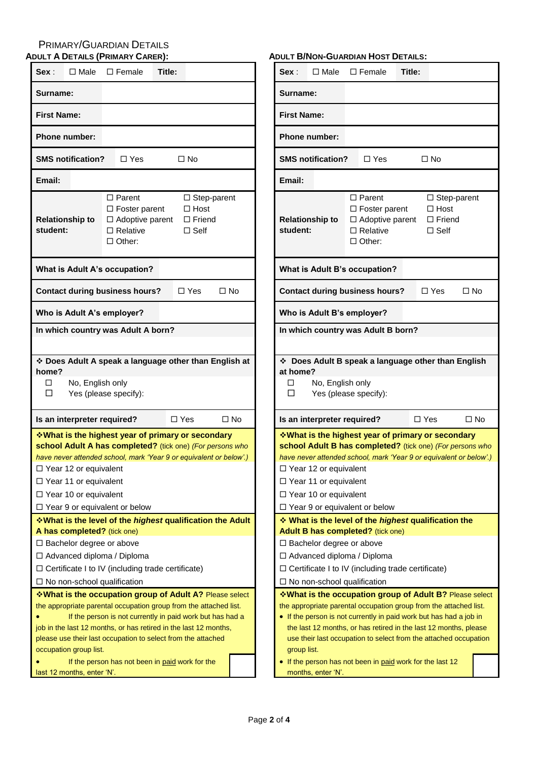## Primary/Guardian Details

### Adult A Details (Primary Carer):

| **Sex**: ☐ Male ☐ Female | **Title:** |
|---|---|
| **Surname:** | |
| **First Name:** | |
| **Phone number:** | |
| **SMS notification?** | ☐ Yes ☐ No |
| **Email:** | |
| **Relationship to student:** | ☐ Parent ☐ Step-parent ☐ Foster parent ☐ Host ☐ Adoptive parent ☐ Friend ☐ Relative ☐ Self ☐ Other: |
| **What is Adult A's occupation?** | |
| **Contact during business hours?** | ☐ Yes ☐ No |
| **Who is Adult A's employer?** | |
| **In which country was Adult A born?** | |

❖ **Does Adult A speak a language other than English at home?**

☐ No, English only
☐ Yes (please specify):

**Is an interpreter required?** ☐ Yes ☐ No

❖**What is the highest year of primary or secondary school Adult A has completed?** (tick one) *(For persons who have never attended school, mark 'Year 9 or equivalent or below'.)*

☐ Year 12 or equivalent
☐ Year 11 or equivalent
☐ Year 10 or equivalent
☐ Year 9 or equivalent or below

❖**What is the level of the *highest* qualification the Adult A has completed?** (tick one)

☐ Bachelor degree or above
☐ Advanced diploma / Diploma
☐ Certificate I to IV (including trade certificate)
☐ No non-school qualification

❖**What is the occupation group of Adult A?** Please select the appropriate parental occupation group from the attached list.

- If the person is not currently in paid work but has had a job in the last 12 months, or has retired in the last 12 months, please use their last occupation to select from the attached occupation group list.
- If the person has not been in paid work for the last 12 months, enter 'N'.

### Adult B/Non-Guardian Host Details:

| **Sex**: ☐ Male ☐ Female | **Title:** |
|---|---|
| **Surname:** | |
| **First Name:** | |
| **Phone number:** | |
| **SMS notification?** | ☐ Yes ☐ No |
| **Email:** | |
| **Relationship to student:** | ☐ Parent ☐ Step-parent ☐ Foster parent ☐ Host ☐ Adoptive parent ☐ Friend ☐ Relative ☐ Self ☐ Other: |
| **What is Adult B's occupation?** | |
| **Contact during business hours?** | ☐ Yes ☐ No |
| **Who is Adult B's employer?** | |
| **In which country was Adult B born?** | |

❖ **Does Adult B speak a language other than English at home?**

☐ No, English only
☐ Yes (please specify):

**Is an interpreter required?** ☐ Yes ☐ No

❖**What is the highest year of primary or secondary school Adult B has completed?** (tick one) *(For persons who have never attended school, mark 'Year 9 or equivalent or below'.)*

☐ Year 12 or equivalent
☐ Year 11 or equivalent
☐ Year 10 or equivalent
☐ Year 9 or equivalent or below

❖ **What is the level of the *highest* qualification the Adult B has completed?** (tick one)

☐ Bachelor degree or above
☐ Advanced diploma / Diploma
☐ Certificate I to IV (including trade certificate)
☐ No non-school qualification

❖**What is the occupation group of Adult B?** Please select the appropriate parental occupation group from the attached list.

- If the person is not currently in paid work but has had a job in the last 12 months, or has retired in the last 12 months, please use their last occupation to select from the attached occupation group list.
- If the person has not been in paid work for the last 12 months, enter 'N'.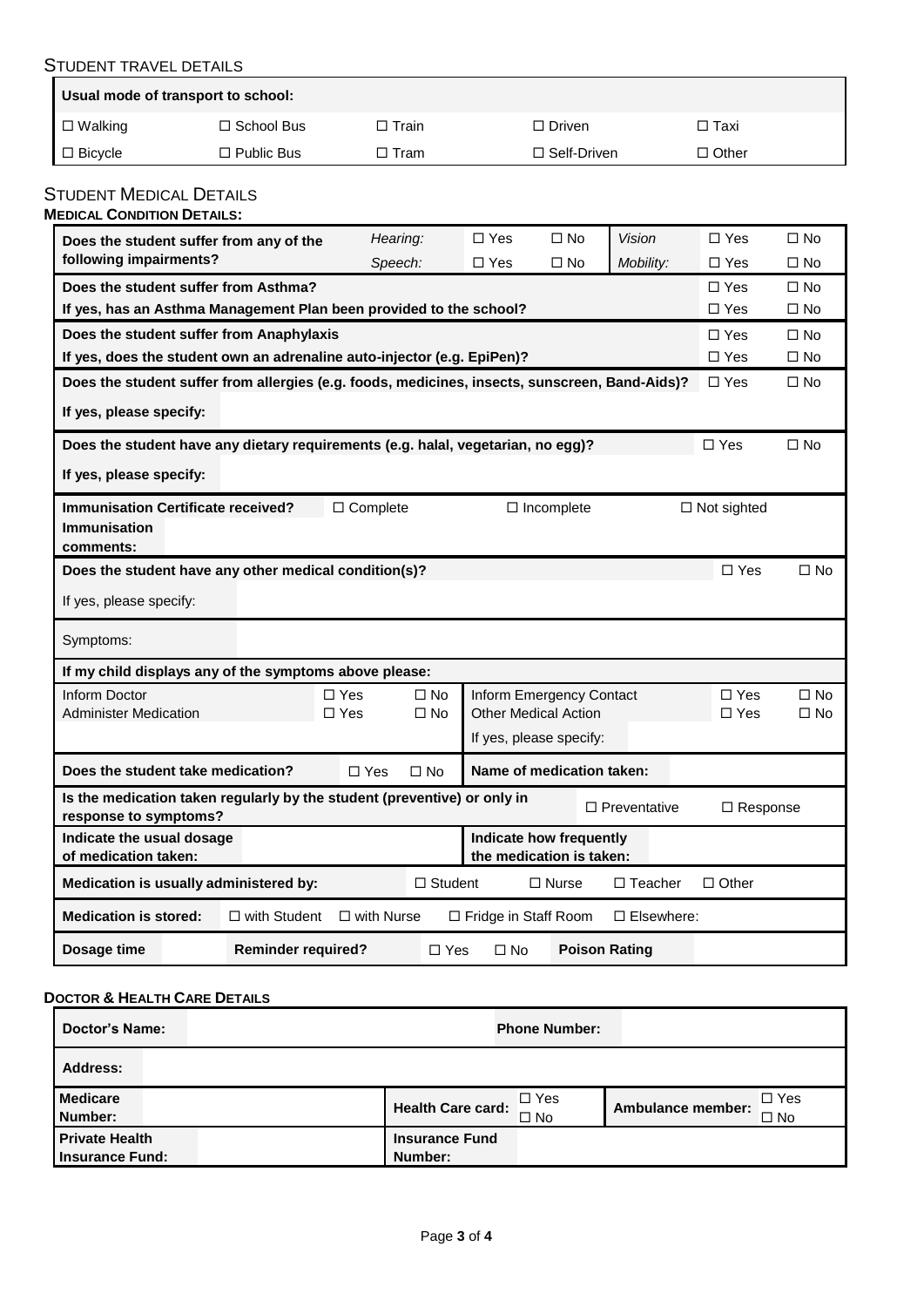## Student Travel Details

| Usual mode of transport to school: | | | | |
|---|---|---|---|---|
| ☐ Walking | ☐ School Bus | ☐ Train | ☐ Driven | ☐ Taxi |
| ☐ Bicycle | ☐ Public Bus | ☐ Tram | ☐ Self-Driven | ☐ Other |

## Student Medical Details

### Medical Condition Details:

| | | | | | | |
|---|---|---|---|---|---|---|
| **Does the student suffer from any of the following impairments?** | *Hearing:* | ☐ Yes | ☐ No | *Vision* | ☐ Yes | ☐ No |
| | *Speech:* | ☐ Yes | ☐ No | *Mobility:* | ☐ Yes | ☐ No |
| **Does the student suffer from Asthma?** | | | | | ☐ Yes | ☐ No |
| **If yes, has an Asthma Management Plan been provided to the school?** | | | | | ☐ Yes | ☐ No |
| **Does the student suffer from Anaphylaxis** | | | | | ☐ Yes | ☐ No |
| **If yes, does the student own an adrenaline auto-injector (e.g. EpiPen)?** | | | | | ☐ Yes | ☐ No |
| **Does the student suffer from allergies (e.g. foods, medicines, insects, sunscreen, Band-Aids)?** | | | | | ☐ Yes | ☐ No |
| **If yes, please specify:** | | | | | | |
| **Does the student have any dietary requirements (e.g. halal, vegetarian, no egg)?** | | | | | ☐ Yes | ☐ No |
| **If yes, please specify:** | | | | | | |
| **Immunisation Certificate received?** | ☐ Complete | | ☐ Incomplete | | ☐ Not sighted | |
| **Immunisation comments:** | | | | | | |
| **Does the student have any other medical condition(s)?** | | | | | ☐ Yes | ☐ No |
| If yes, please specify: | | | | | | |
| Symptoms: | | | | | | |

| **If my child displays any of the symptoms above please:** | | | | | |
|---|---|---|---|---|---|
| Inform Doctor | ☐ Yes | ☐ No | Inform Emergency Contact | ☐ Yes | ☐ No |
| Administer Medication | ☐ Yes | ☐ No | Other Medical Action | ☐ Yes | ☐ No |
| | | | If yes, please specify: | | |

| | | | | |
|---|---|---|---|---|
| **Does the student take medication?** | ☐ Yes | ☐ No | **Name of medication taken:** | |
| **Is the medication taken regularly by the student (preventive) or only in response to symptoms?** | | | ☐ Preventative | ☐ Response |
| **Indicate the usual dosage of medication taken:** | | | **Indicate how frequently the medication is taken:** | |

| | | | | | |
|---|---|---|---|---|---|
| **Medication is usually administered by:** | ☐ Student | ☐ Nurse | ☐ Teacher | ☐ Other | |
| **Medication is stored:** | ☐ with Student | ☐ with Nurse | ☐ Fridge in Staff Room | ☐ Elsewhere: | |
| **Dosage time** | | **Reminder required?** | ☐ Yes | ☐ No | **Poison Rating** |

### Doctor & Health Care Details

| | | | | | |
|---|---|---|---|---|---|
| **Doctor's Name:** | | **Phone Number:** | | | |
| **Address:** | | | | | |
| **Medicare Number:** | | **Health Care card:** | ☐ Yes ☐ No | **Ambulance member:** | ☐ Yes ☐ No |
| **Private Health Insurance Fund:** | | **Insurance Fund Number:** | | | |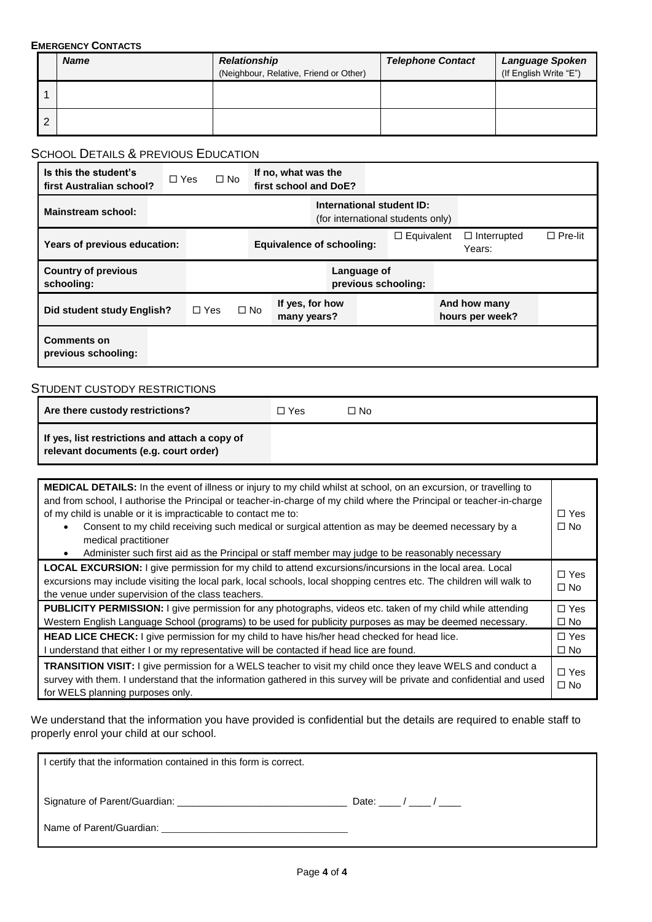**EMERGENCY CONTACTS**

| | ***Name*** | ***Relationship*** (Neighbour, Relative, Friend or Other) | ***Telephone Contact*** | ***Language Spoken*** (If English Write "E") |
|---|---|---|---|---|
| 1 | | | | |
| 2 | | | | |

## SCHOOL DETAILS & PREVIOUS EDUCATION

| | | | | | |
|---|---|---|---|---|---|
| **Is this the student's first Australian school?** | ☐ Yes ☐ No | **If no, what was the first school and DoE?** | | | |
| **Mainstream school:** | | **International student ID:** (for international students only) | | | |
| **Years of previous education:** | | **Equivalence of schooling:** | ☐ Equivalent | ☐ Interrupted Years: | ☐ Pre-lit |
| **Country of previous schooling:** | | **Language of previous schooling:** | | | |
| **Did student study English?** | ☐ Yes ☐ No | **If yes, for how many years?** | | **And how many hours per week?** | |
| **Comments on previous schooling:** | | | | | |

## STUDENT CUSTODY RESTRICTIONS

| | |
|---|---|
| **Are there custody restrictions?** | ☐ Yes ☐ No |
| **If yes, list restrictions and attach a copy of relevant documents (e.g. court order)** | |

| | |
|---|---|
| **MEDICAL DETAILS:** In the event of illness or injury to my child whilst at school, on an excursion, or travelling to and from school, I authorise the Principal or teacher-in-charge of my child where the Principal or teacher-in-charge of my child is unable or it is impracticable to contact me to:<br>• Consent to my child receiving such medical or surgical attention as may be deemed necessary by a medical practitioner<br>• Administer such first aid as the Principal or staff member may judge to be reasonably necessary | ☐ Yes<br>☐ No |
| **LOCAL EXCURSION:** I give permission for my child to attend excursions/incursions in the local area. Local excursions may include visiting the local park, local schools, local shopping centres etc. The children will walk to the venue under supervision of the class teachers. | ☐ Yes<br>☐ No |
| **PUBLICITY PERMISSION:** I give permission for any photographs, videos etc. taken of my child while attending Western English Language School (programs) to be used for publicity purposes as may be deemed necessary. | ☐ Yes<br>☐ No |
| **HEAD LICE CHECK:** I give permission for my child to have his/her head checked for head lice.<br>I understand that either I or my representative will be contacted if head lice are found. | ☐ Yes<br>☐ No |
| **TRANSITION VISIT:** I give permission for a WELS teacher to visit my child once they leave WELS and conduct a survey with them. I understand that the information gathered in this survey will be private and confidential and used for WELS planning purposes only. | ☐ Yes<br>☐ No |

We understand that the information you have provided is confidential but the details are required to enable staff to properly enrol your child at our school.

I certify that the information contained in this form is correct.

Signature of Parent/Guardian: ______________________________ Date: ____ / ____ / ____

Name of Parent/Guardian: ________________________________